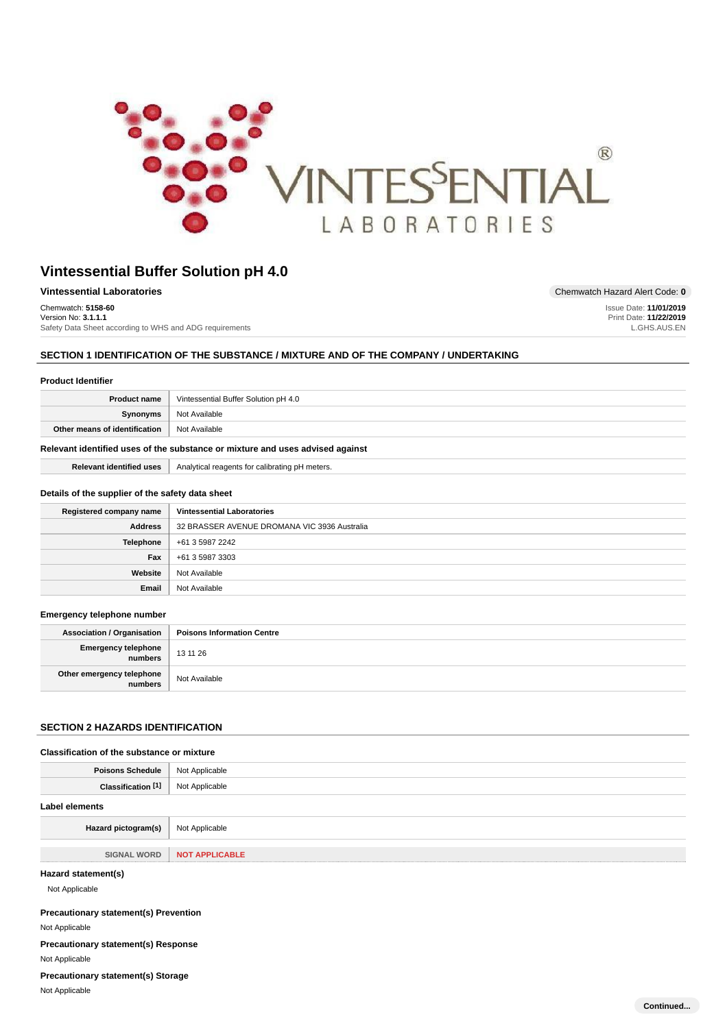# Vintessential Buffer Solution pH 4.0

**Vintessential Laboratories**

Chemwatch Hazard Alert Code: **0**

Chemwatch: **5158-60**
Version No: **3.1.1.1**
Safety Data Sheet according to WHS and ADG requirements

Issue Date: **11/01/2019**
Print Date: **11/22/2019**
L.GHS.AUS.EN

## SECTION 1 IDENTIFICATION OF THE SUBSTANCE / MIXTURE AND OF THE COMPANY / UNDERTAKING

### Product Identifier

| | |
|---|---|
| **Product name** | Vintessential Buffer Solution pH 4.0 |
| **Synonyms** | Not Available |
| **Other means of identification** | Not Available |

### Relevant identified uses of the substance or mixture and uses advised against

| | |
|---|---|
| **Relevant identified uses** | Analytical reagents for calibrating pH meters. |

### Details of the supplier of the safety data sheet

| | |
|---|---|
| **Registered company name** | **Vintessential Laboratories** |
| **Address** | 32 BRASSER AVENUE DROMANA VIC 3936 Australia |
| **Telephone** | +61 3 5987 2242 |
| **Fax** | +61 3 5987 3303 |
| **Website** | Not Available |
| **Email** | Not Available |

### Emergency telephone number

| | |
|---|---|
| **Association / Organisation** | **Poisons Information Centre** |
| **Emergency telephone numbers** | 13 11 26 |
| **Other emergency telephone numbers** | Not Available |

## SECTION 2 HAZARDS IDENTIFICATION

### Classification of the substance or mixture

| | |
|---|---|
| **Poisons Schedule** | Not Applicable |
| **Classification [1]** | Not Applicable |

### Label elements

| | |
|---|---|
| **Hazard pictogram(s)** | Not Applicable |
| SIGNAL WORD | **NOT APPLICABLE** |

### Hazard statement(s)

Not Applicable

### Precautionary statement(s) Prevention

Not Applicable

### Precautionary statement(s) Response

Not Applicable

### Precautionary statement(s) Storage

Not Applicable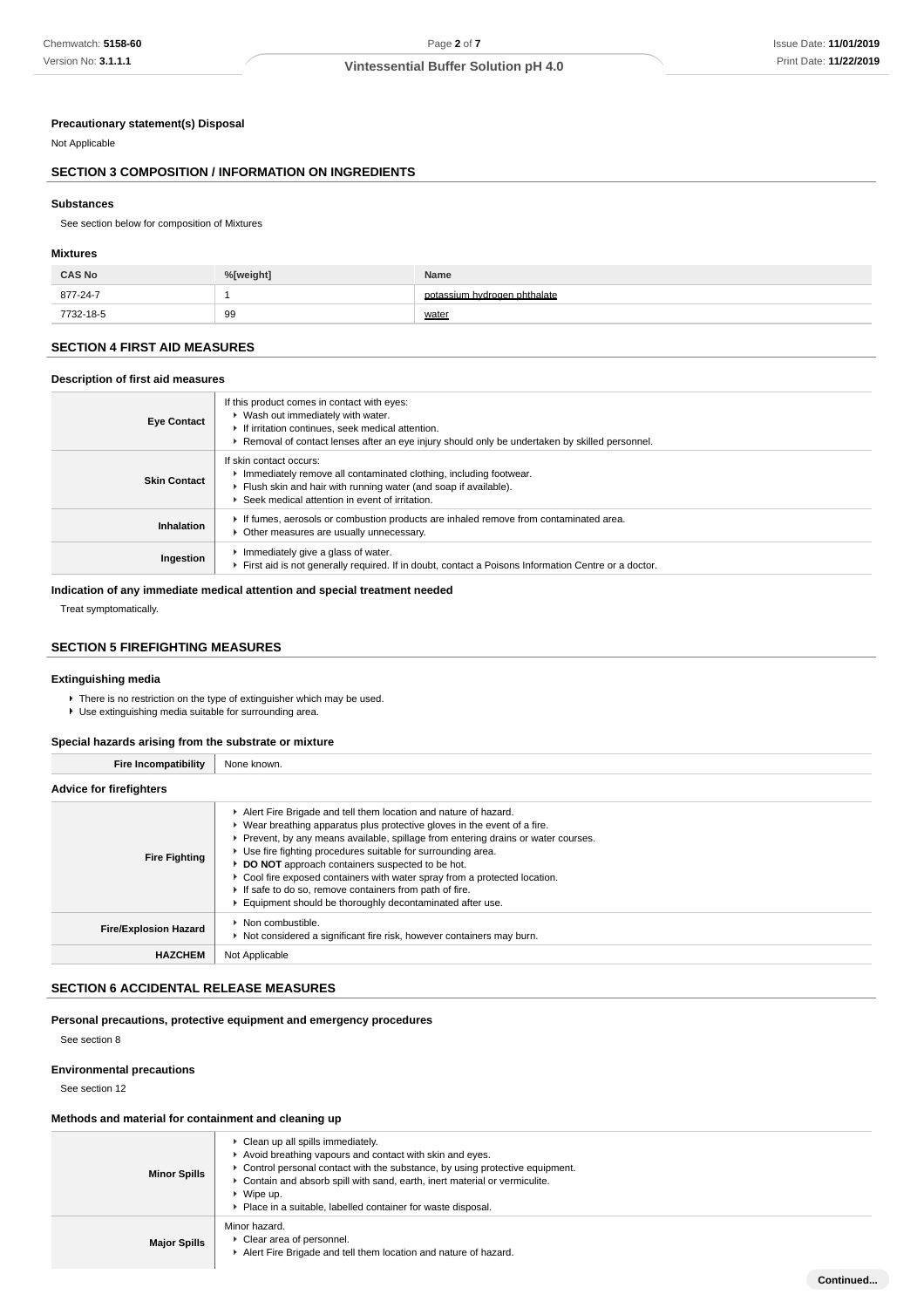### Precautionary statement(s) Disposal

Not Applicable

## SECTION 3 COMPOSITION / INFORMATION ON INGREDIENTS

### Substances

See section below for composition of Mixtures

### Mixtures

| CAS No | %[weight] | Name |
|---|---|---|
| 877-24-7 | 1 | potassium hydrogen phthalate |
| 7732-18-5 | 99 | water |

## SECTION 4 FIRST AID MEASURES

### Description of first aid measures

| | |
|---|---|
| **Eye Contact** | If this product comes in contact with eyes: <br> ▸ Wash out immediately with water. <br> ▸ If irritation continues, seek medical attention. <br> ▸ Removal of contact lenses after an eye injury should only be undertaken by skilled personnel. |
| **Skin Contact** | If skin contact occurs: <br> ▸ Immediately remove all contaminated clothing, including footwear. <br> ▸ Flush skin and hair with running water (and soap if available). <br> ▸ Seek medical attention in event of irritation. |
| **Inhalation** | ▸ If fumes, aerosols or combustion products are inhaled remove from contaminated area. <br> ▸ Other measures are usually unnecessary. |
| **Ingestion** | ▸ Immediately give a glass of water. <br> ▸ First aid is not generally required. If in doubt, contact a Poisons Information Centre or a doctor. |

### Indication of any immediate medical attention and special treatment needed

Treat symptomatically.

## SECTION 5 FIREFIGHTING MEASURES

### Extinguishing media

- There is no restriction on the type of extinguisher which may be used.
- Use extinguishing media suitable for surrounding area.

### Special hazards arising from the substrate or mixture

| | |
|---|---|
| **Fire Incompatibility** | None known. |

### Advice for firefighters

| | |
|---|---|
| **Fire Fighting** | ▸ Alert Fire Brigade and tell them location and nature of hazard. <br> ▸ Wear breathing apparatus plus protective gloves in the event of a fire. <br> ▸ Prevent, by any means available, spillage from entering drains or water courses. <br> ▸ Use fire fighting procedures suitable for surrounding area. <br> ▸ **DO NOT** approach containers suspected to be hot. <br> ▸ Cool fire exposed containers with water spray from a protected location. <br> ▸ If safe to do so, remove containers from path of fire. <br> ▸ Equipment should be thoroughly decontaminated after use. |
| **Fire/Explosion Hazard** | ▸ Non combustible. <br> ▸ Not considered a significant fire risk, however containers may burn. |
| **HAZCHEM** | Not Applicable |

## SECTION 6 ACCIDENTAL RELEASE MEASURES

### Personal precautions, protective equipment and emergency procedures

See section 8

### Environmental precautions

See section 12

### Methods and material for containment and cleaning up

| | |
|---|---|
| **Minor Spills** | ▸ Clean up all spills immediately. <br> ▸ Avoid breathing vapours and contact with skin and eyes. <br> ▸ Control personal contact with the substance, by using protective equipment. <br> ▸ Contain and absorb spill with sand, earth, inert material or vermiculite. <br> ▸ Wipe up. <br> ▸ Place in a suitable, labelled container for waste disposal. |
| **Major Spills** | Minor hazard. <br> ▸ Clear area of personnel. <br> ▸ Alert Fire Brigade and tell them location and nature of hazard. |

Continued...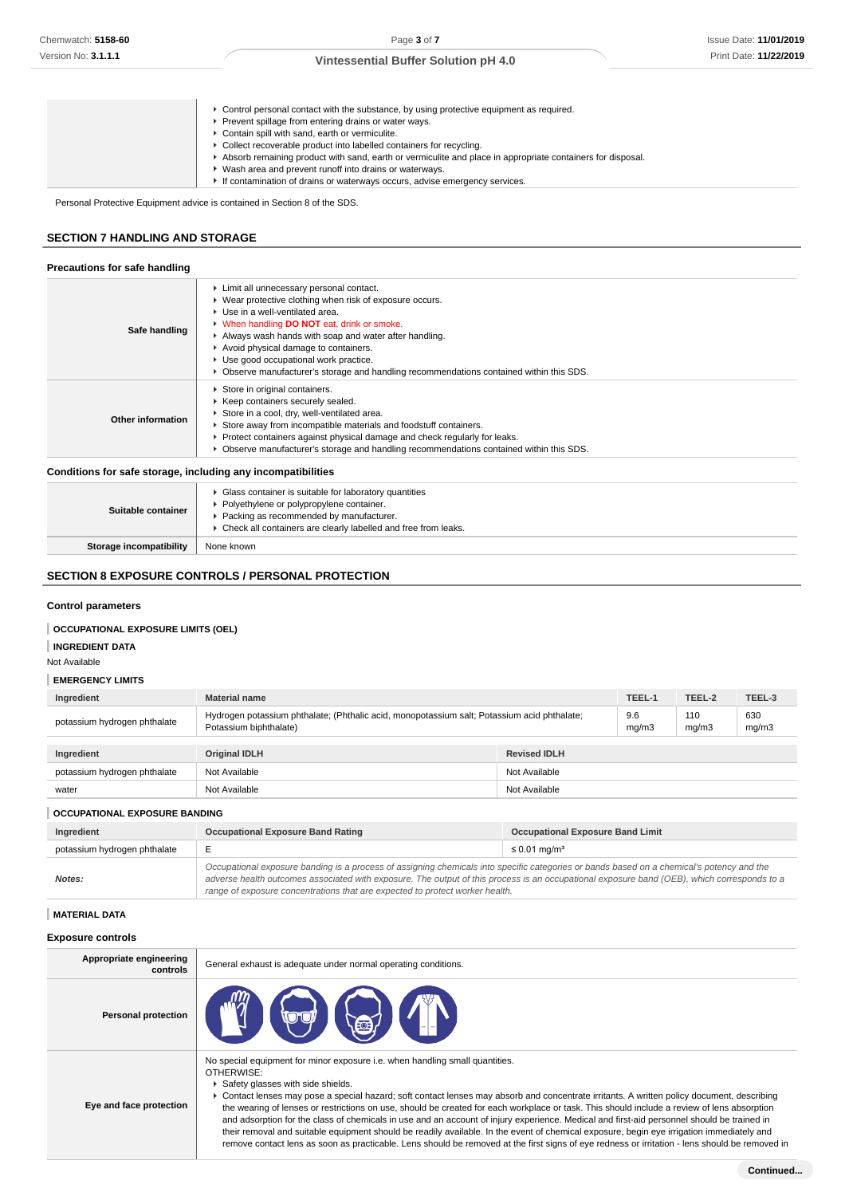|  |  |
|---|---|
|  | ▸ Control personal contact with the substance, by using protective equipment as required.<br>▸ Prevent spillage from entering drains or water ways.<br>▸ Contain spill with sand, earth or vermiculite.<br>▸ Collect recoverable product into labelled containers for recycling.<br>▸ Absorb remaining product with sand, earth or vermiculite and place in appropriate containers for disposal.<br>▸ Wash area and prevent runoff into drains or waterways.<br>▸ If contamination of drains or waterways occurs, advise emergency services. |

Personal Protective Equipment advice is contained in Section 8 of the SDS.

## SECTION 7 HANDLING AND STORAGE

### Precautions for safe handling

|  |  |
|---|---|
| **Safe handling** | ▸ Limit all unnecessary personal contact.<br>▸ Wear protective clothing when risk of exposure occurs.<br>▸ Use in a well-ventilated area.<br>▸ When handling **DO NOT** eat, drink or smoke.<br>▸ Always wash hands with soap and water after handling.<br>▸ Avoid physical damage to containers.<br>▸ Use good occupational work practice.<br>▸ Observe manufacturer's storage and handling recommendations contained within this SDS. |
| **Other information** | ▸ Store in original containers.<br>▸ Keep containers securely sealed.<br>▸ Store in a cool, dry, well-ventilated area.<br>▸ Store away from incompatible materials and foodstuff containers.<br>▸ Protect containers against physical damage and check regularly for leaks.<br>▸ Observe manufacturer's storage and handling recommendations contained within this SDS. |

### Conditions for safe storage, including any incompatibilities

|  |  |
|---|---|
| **Suitable container** | ▸ Glass container is suitable for laboratory quantities<br>▸ Polyethylene or polypropylene container.<br>▸ Packing as recommended by manufacturer.<br>▸ Check all containers are clearly labelled and free from leaks. |
| **Storage incompatibility** | None known |

## SECTION 8 EXPOSURE CONTROLS / PERSONAL PROTECTION

### Control parameters

**OCCUPATIONAL EXPOSURE LIMITS (OEL)**

**INGREDIENT DATA**

Not Available

**EMERGENCY LIMITS**

| Ingredient | Material name | TEEL-1 | TEEL-2 | TEEL-3 |
|---|---|---|---|---|
| potassium hydrogen phthalate | Hydrogen potassium phthalate; (Phthalic acid, monopotassium salt; Potassium acid phthalate; Potassium biphthalate) | 9.6 mg/m3 | 110 mg/m3 | 630 mg/m3 |

| Ingredient | Original IDLH | Revised IDLH |
|---|---|---|
| potassium hydrogen phthalate | Not Available | Not Available |
| water | Not Available | Not Available |

**OCCUPATIONAL EXPOSURE BANDING**

| Ingredient | Occupational Exposure Band Rating | Occupational Exposure Band Limit |
|---|---|---|
| potassium hydrogen phthalate | E | ≤ 0.01 mg/m³ |
| ***Notes:*** | *Occupational exposure banding is a process of assigning chemicals into specific categories or bands based on a chemical's potency and the adverse health outcomes associated with exposure. The output of this process is an occupational exposure band (OEB), which corresponds to a range of exposure concentrations that are expected to protect worker health.* | |

**MATERIAL DATA**

### Exposure controls

|  |  |
|---|---|
| **Appropriate engineering controls** | General exhaust is adequate under normal operating conditions. |
| **Personal protection** |  |
| **Eye and face protection** | No special equipment for minor exposure i.e. when handling small quantities.<br>OTHERWISE:<br>▸ Safety glasses with side shields.<br>▸ Contact lenses may pose a special hazard; soft contact lenses may absorb and concentrate irritants. A written policy document, describing the wearing of lenses or restrictions on use, should be created for each workplace or task. This should include a review of lens absorption and adsorption for the class of chemicals in use and an account of injury experience. Medical and first-aid personnel should be trained in their removal and suitable equipment should be readily available. In the event of chemical exposure, begin eye irrigation immediately and remove contact lens as soon as practicable. Lens should be removed at the first signs of eye redness or irritation - lens should be removed in |

Continued...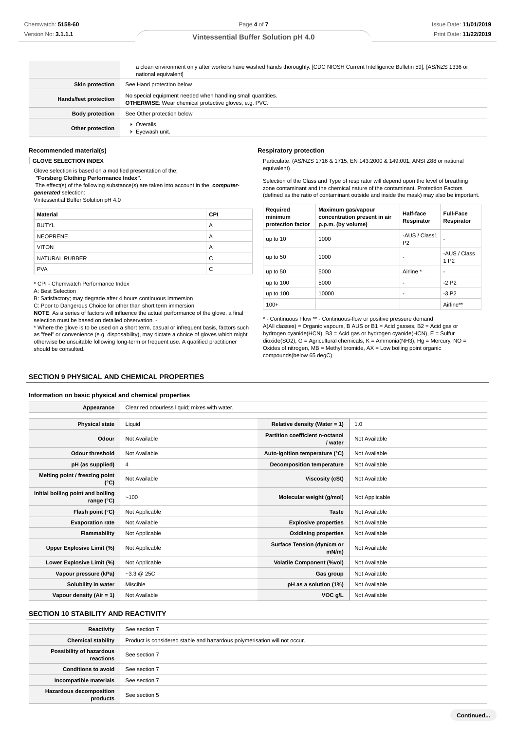| | |
|---|---|
| | a clean environment only after workers have washed hands thoroughly. [CDC NIOSH Current Intelligence Bulletin 59], [AS/NZS 1336 or national equivalent] |
| **Skin protection** | See Hand protection below |
| **Hands/feet protection** | No special equipment needed when handling small quantities. **OTHERWISE**: Wear chemical protective gloves, e.g. PVC. |
| **Body protection** | See Other protection below |
| **Other protection** | ▸ Overalls.<br>▸ Eyewash unit. |

### Recommended material(s)

**GLOVE SELECTION INDEX**

Glove selection is based on a modified presentation of the:
***"Forsberg Clothing Performance Index".***
The effect(s) of the following substance(s) are taken into account in the ***computer-generated*** selection:
Vintessential Buffer Solution pH 4.0

| Material | CPI |
|---|---|
| BUTYL | A |
| NEOPRENE | A |
| VITON | A |
| NATURAL RUBBER | C |
| PVA | C |

\* CPI - Chemwatch Performance Index
A: Best Selection
B: Satisfactory; may degrade after 4 hours continuous immersion
C: Poor to Dangerous Choice for other than short term immersion
**NOTE**: As a series of factors will influence the actual performance of the glove, a final selection must be based on detailed observation. -
\* Where the glove is to be used on a short term, casual or infrequent basis, factors such as "feel" or convenience (e.g. disposability), may dictate a choice of gloves which might otherwise be unsuitable following long-term or frequent use. A qualified practitioner should be consulted.

### Respiratory protection

Particulate. (AS/NZS 1716 & 1715, EN 143:2000 & 149:001, ANSI Z88 or national equivalent)

Selection of the Class and Type of respirator will depend upon the level of breathing zone contaminant and the chemical nature of the contaminant. Protection Factors (defined as the ratio of contaminant outside and inside the mask) may also be important.

| Required minimum protection factor | Maximum gas/vapour concentration present in air p.p.m. (by volume) | Half-face Respirator | Full-Face Respirator |
|---|---|---|---|
| up to 10 | 1000 | -AUS / Class1 P2 | - |
| up to 50 | 1000 | - | -AUS / Class 1 P2 |
| up to 50 | 5000 | Airline * | - |
| up to 100 | 5000 | - | -2 P2 |
| up to 100 | 10000 | - | -3 P2 |
| 100+ | | | Airline** |

\* - Continuous Flow ** - Continuous-flow or positive pressure demand
A(All classes) = Organic vapours, B AUS or B1 = Acid gasses, B2 = Acid gas or hydrogen cyanide(HCN), B3 = Acid gas or hydrogen cyanide(HCN), E = Sulfur dioxide(SO2), G = Agricultural chemicals, K = Ammonia(NH3), Hg = Mercury, NO = Oxides of nitrogen, MB = Methyl bromide, AX = Low boiling point organic compounds(below 65 degC)

## SECTION 9 PHYSICAL AND CHEMICAL PROPERTIES

### Information on basic physical and chemical properties

| | |
|---|---|
| **Appearance** | Clear red odourless liquid; mixes with water. |

| | | | |
|---|---|---|---|
| **Physical state** | Liquid | **Relative density (Water = 1)** | 1.0 |
| **Odour** | Not Available | **Partition coefficient n-octanol / water** | Not Available |
| **Odour threshold** | Not Available | **Auto-ignition temperature (°C)** | Not Available |
| **pH (as supplied)** | 4 | **Decomposition temperature** | Not Available |
| **Melting point / freezing point (°C)** | Not Available | **Viscosity (cSt)** | Not Available |
| **Initial boiling point and boiling range (°C)** | ~100 | **Molecular weight (g/mol)** | Not Applicable |
| **Flash point (°C)** | Not Applicable | **Taste** | Not Available |
| **Evaporation rate** | Not Available | **Explosive properties** | Not Available |
| **Flammability** | Not Applicable | **Oxidising properties** | Not Available |
| **Upper Explosive Limit (%)** | Not Applicable | **Surface Tension (dyn/cm or mN/m)** | Not Available |
| **Lower Explosive Limit (%)** | Not Applicable | **Volatile Component (%vol)** | Not Available |
| **Vapour pressure (kPa)** | ~3.3 @ 25C | **Gas group** | Not Available |
| **Solubility in water** | Miscible | **pH as a solution (1%)** | Not Available |
| **Vapour density (Air = 1)** | Not Available | **VOC g/L** | Not Available |

## SECTION 10 STABILITY AND REACTIVITY

| | |
|---|---|
| **Reactivity** | See section 7 |
| **Chemical stability** | Product is considered stable and hazardous polymerisation will not occur. |
| **Possibility of hazardous reactions** | See section 7 |
| **Conditions to avoid** | See section 7 |
| **Incompatible materials** | See section 7 |
| **Hazardous decomposition products** | See section 5 |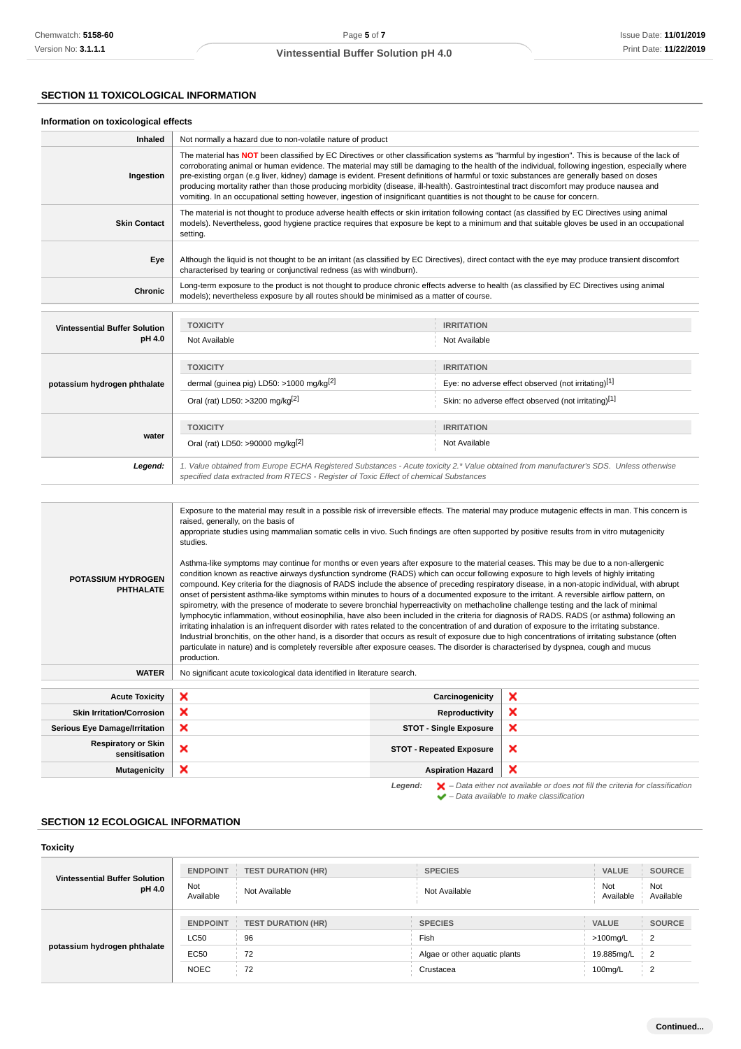## SECTION 11 TOXICOLOGICAL INFORMATION

### Information on toxicological effects

| | |
|---|---|
| **Inhaled** | Not normally a hazard due to non-volatile nature of product |
| **Ingestion** | The material has **NOT** been classified by EC Directives or other classification systems as "harmful by ingestion". This is because of the lack of corroborating animal or human evidence. The material may still be damaging to the health of the individual, following ingestion, especially where pre-existing organ (e.g liver, kidney) damage is evident. Present definitions of harmful or toxic substances are generally based on doses producing mortality rather than those producing morbidity (disease, ill-health). Gastrointestinal tract discomfort may produce nausea and vomiting. In an occupational setting however, ingestion of insignificant quantities is not thought to be cause for concern. |
| **Skin Contact** | The material is not thought to produce adverse health effects or skin irritation following contact (as classified by EC Directives using animal models). Nevertheless, good hygiene practice requires that exposure be kept to a minimum and that suitable gloves be used in an occupational setting. |
| **Eye** | Although the liquid is not thought to be an irritant (as classified by EC Directives), direct contact with the eye may produce transient discomfort characterised by tearing or conjunctival redness (as with windburn). |
| **Chronic** | Long-term exposure to the product is not thought to produce chronic effects adverse to health (as classified by EC Directives using animal models); nevertheless exposure by all routes should be minimised as a matter of course. |

| | TOXICITY | IRRITATION |
|---|---|---|
| **Vintessential Buffer Solution pH 4.0** | Not Available | Not Available |
| **potassium hydrogen phthalate** | dermal (guinea pig) LD50: >1000 mg/kg[2] | Eye: no adverse effect observed (not irritating)[1] |
| | Oral (rat) LD50: >3200 mg/kg[2] | Skin: no adverse effect observed (not irritating)[1] |
| **water** | Oral (rat) LD50: >90000 mg/kg[2] | Not Available |
| ***Legend:*** | *1. Value obtained from Europe ECHA Registered Substances - Acute toxicity 2.* Value obtained from manufacturer's SDS. Unless otherwise specified data extracted from RTECS - Register of Toxic Effect of chemical Substances* | |

| | |
|---|---|
| **POTASSIUM HYDROGEN PHTHALATE** | Exposure to the material may result in a possible risk of irreversible effects. The material may produce mutagenic effects in man. This concern is raised, generally, on the basis of appropriate studies using mammalian somatic cells in vivo. Such findings are often supported by positive results from in vitro mutagenicity studies.<br><br>Asthma-like symptoms may continue for months or even years after exposure to the material ceases. This may be due to a non-allergenic condition known as reactive airways dysfunction syndrome (RADS) which can occur following exposure to high levels of highly irritating compound. Key criteria for the diagnosis of RADS include the absence of preceding respiratory disease, in a non-atopic individual, with abrupt onset of persistent asthma-like symptoms within minutes to hours of a documented exposure to the irritant. A reversible airflow pattern, on spirometry, with the presence of moderate to severe bronchial hyperreactivity on methacholine challenge testing and the lack of minimal lymphocytic inflammation, without eosinophilia, have also been included in the criteria for diagnosis of RADS. RADS (or asthma) following an irritating inhalation is an infrequent disorder with rates related to the concentration of and duration of exposure to the irritating substance. Industrial bronchitis, on the other hand, is a disorder that occurs as result of exposure due to high concentrations of irritating substance (often particulate in nature) and is completely reversible after exposure ceases. The disorder is characterised by dyspnea, cough and mucus production. |
| **WATER** | No significant acute toxicological data identified in literature search. |

| | | | |
|---|---|---|---|
| **Acute Toxicity** | ❌ | **Carcinogenicity** | ❌ |
| **Skin Irritation/Corrosion** | ❌ | **Reproductivity** | ❌ |
| **Serious Eye Damage/Irritation** | ❌ | **STOT - Single Exposure** | ❌ |
| **Respiratory or Skin sensitisation** | ❌ | **STOT - Repeated Exposure** | ❌ |
| **Mutagenicity** | ❌ | **Aspiration Hazard** | ❌ |

***Legend:*** ❌ *– Data either not available or does not fill the criteria for classification*
✔ *– Data available to make classification*

## SECTION 12 ECOLOGICAL INFORMATION

### Toxicity

| | ENDPOINT | TEST DURATION (HR) | SPECIES | VALUE | SOURCE |
|---|---|---|---|---|---|
| **Vintessential Buffer Solution pH 4.0** | Not Available | Not Available | Not Available | Not Available | Not Available |
| **potassium hydrogen phthalate** | LC50 | 96 | Fish | >100mg/L | 2 |
| | EC50 | 72 | Algae or other aquatic plants | 19.885mg/L | 2 |
| | NOEC | 72 | Crustacea | 100mg/L | 2 |

**Continued...**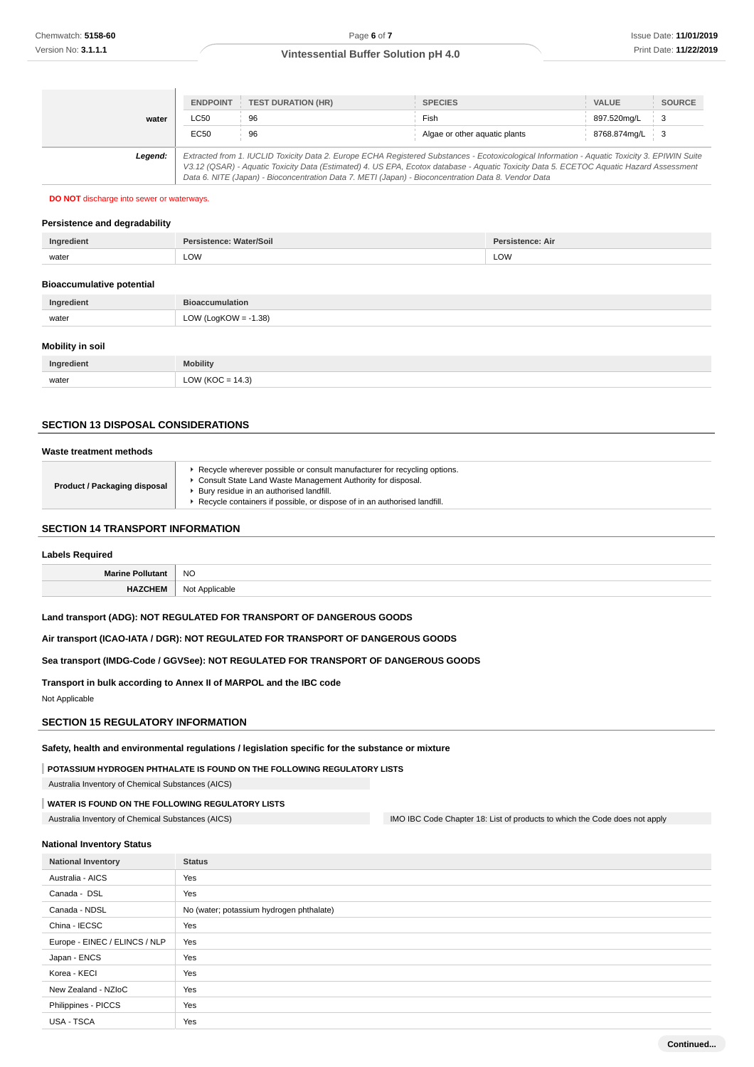| | ENDPOINT | TEST DURATION (HR) | SPECIES | VALUE | SOURCE |
|---|---|---|---|---|---|
| water | LC50 | 96 | Fish | 897.520mg/L | 3 |
| | EC50 | 96 | Algae or other aquatic plants | 8768.874mg/L | 3 |
| **Legend:** | *Extracted from 1. IUCLID Toxicity Data 2. Europe ECHA Registered Substances - Ecotoxicological Information - Aquatic Toxicity 3. EPIWIN Suite V3.12 (QSAR) - Aquatic Toxicity Data (Estimated) 4. US EPA, Ecotox database - Aquatic Toxicity Data 5. ECETOC Aquatic Hazard Assessment Data 6. NITE (Japan) - Bioconcentration Data 7. METI (Japan) - Bioconcentration Data 8. Vendor Data* | | | | |

**DO NOT** discharge into sewer or waterways.

### Persistence and degradability

| Ingredient | Persistence: Water/Soil | Persistence: Air |
|---|---|---|
| water | LOW | LOW |

### Bioaccumulative potential

| Ingredient | Bioaccumulation |
|---|---|
| water | LOW (LogKOW = -1.38) |

### Mobility in soil

| Ingredient | Mobility |
|---|---|
| water | LOW (KOC = 14.3) |

## SECTION 13 DISPOSAL CONSIDERATIONS

### Waste treatment methods

| Product / Packaging disposal | |
|---|---|
| | - Recycle wherever possible or consult manufacturer for recycling options.<br>- Consult State Land Waste Management Authority for disposal.<br>- Bury residue in an authorised landfill.<br>- Recycle containers if possible, or dispose of in an authorised landfill. |

## SECTION 14 TRANSPORT INFORMATION

### Labels Required

| | |
|---|---|
| **Marine Pollutant** | NO |
| **HAZCHEM** | Not Applicable |

**Land transport (ADG): NOT REGULATED FOR TRANSPORT OF DANGEROUS GOODS**

**Air transport (ICAO-IATA / DGR): NOT REGULATED FOR TRANSPORT OF DANGEROUS GOODS**

**Sea transport (IMDG-Code / GGVSee): NOT REGULATED FOR TRANSPORT OF DANGEROUS GOODS**

**Transport in bulk according to Annex II of MARPOL and the IBC code**

Not Applicable

## SECTION 15 REGULATORY INFORMATION

### Safety, health and environmental regulations / legislation specific for the substance or mixture

**POTASSIUM HYDROGEN PHTHALATE IS FOUND ON THE FOLLOWING REGULATORY LISTS**

Australia Inventory of Chemical Substances (AICS)

**WATER IS FOUND ON THE FOLLOWING REGULATORY LISTS**

Australia Inventory of Chemical Substances (AICS)

IMO IBC Code Chapter 18: List of products to which the Code does not apply

### National Inventory Status

| National Inventory | Status |
|---|---|
| Australia - AICS | Yes |
| Canada - DSL | Yes |
| Canada - NDSL | No (water; potassium hydrogen phthalate) |
| China - IECSC | Yes |
| Europe - EINEC / ELINCS / NLP | Yes |
| Japan - ENCS | Yes |
| Korea - KECI | Yes |
| New Zealand - NZIoC | Yes |
| Philippines - PICCS | Yes |
| USA - TSCA | Yes |

**Continued...**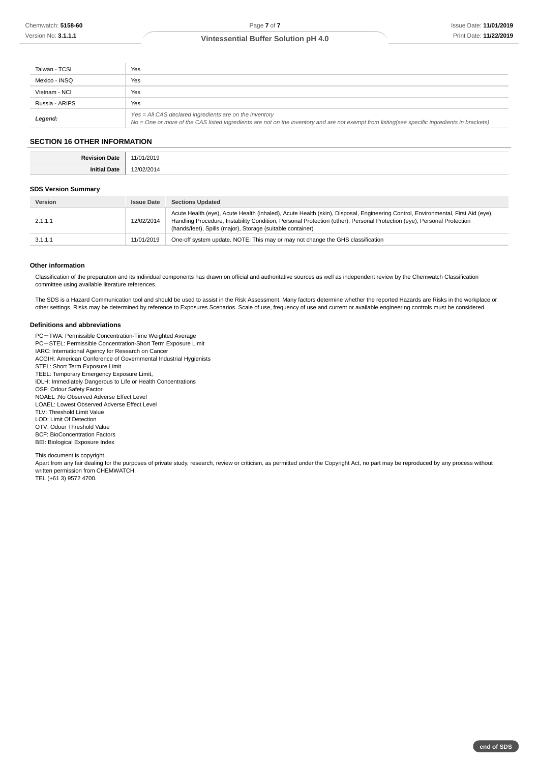| | |
|---|---|
| Taiwan - TCSI | Yes |
| Mexico - INSQ | Yes |
| Vietnam - NCI | Yes |
| Russia - ARIPS | Yes |
| ***Legend:*** | *Yes = All CAS declared ingredients are on the inventory*<br>*No = One or more of the CAS listed ingredients are not on the inventory and are not exempt from listing(see specific ingredients in brackets)* |

## SECTION 16 OTHER INFORMATION

| | |
|---|---|
| **Revision Date** | 11/01/2019 |
| **Initial Date** | 12/02/2014 |

### SDS Version Summary

| Version | Issue Date | Sections Updated |
|---|---|---|
| 2.1.1.1 | 12/02/2014 | Acute Health (eye), Acute Health (inhaled), Acute Health (skin), Disposal, Engineering Control, Environmental, First Aid (eye), Handling Procedure, Instability Condition, Personal Protection (other), Personal Protection (eye), Personal Protection (hands/feet), Spills (major), Storage (suitable container) |
| 3.1.1.1 | 11/01/2019 | One-off system update. NOTE: This may or may not change the GHS classification |

### Other information

Classification of the preparation and its individual components has drawn on official and authoritative sources as well as independent review by the Chemwatch Classification committee using available literature references.

The SDS is a Hazard Communication tool and should be used to assist in the Risk Assessment. Many factors determine whether the reported Hazards are Risks in the workplace or other settings. Risks may be determined by reference to Exposures Scenarios. Scale of use, frequency of use and current or available engineering controls must be considered.

### Definitions and abbreviations

PC－TWA: Permissible Concentration-Time Weighted Average
PC－STEL: Permissible Concentration-Short Term Exposure Limit
IARC: International Agency for Research on Cancer
ACGIH: American Conference of Governmental Industrial Hygienists
STEL: Short Term Exposure Limit
TEEL: Temporary Emergency Exposure Limit。
IDLH: Immediately Dangerous to Life or Health Concentrations
OSF: Odour Safety Factor
NOAEL :No Observed Adverse Effect Level
LOAEL: Lowest Observed Adverse Effect Level
TLV: Threshold Limit Value
LOD: Limit Of Detection
OTV: Odour Threshold Value
BCF: BioConcentration Factors
BEI: Biological Exposure Index

This document is copyright.
Apart from any fair dealing for the purposes of private study, research, review or criticism, as permitted under the Copyright Act, no part may be reproduced by any process without written permission from CHEMWATCH.
TEL (+61 3) 9572 4700.

end of SDS